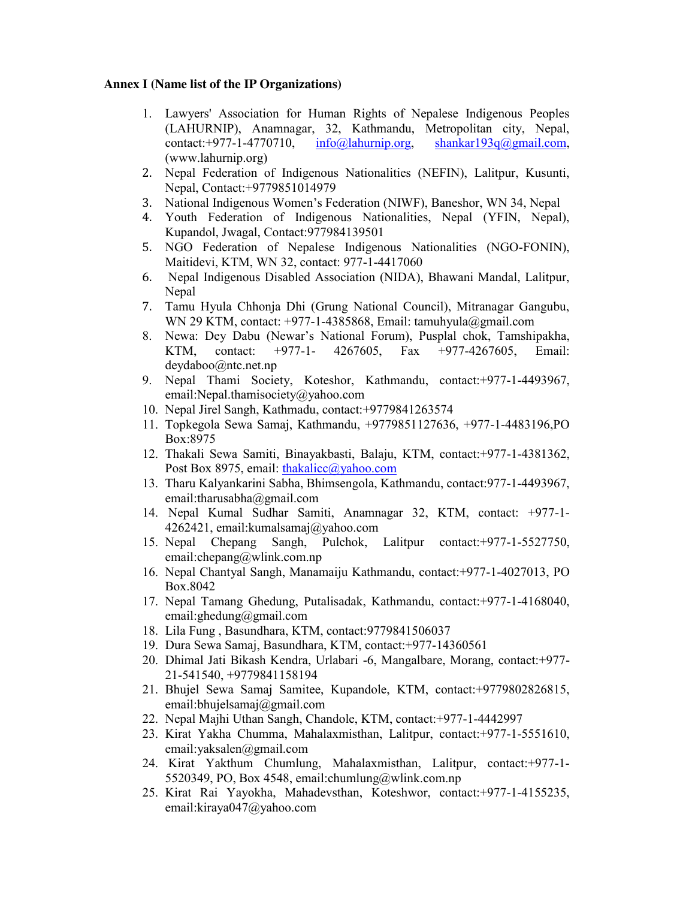**Annex I (Name list of the IP Organizations)**

1. Lawyers' Association for Human Rights of Nepalese Indigenous Peoples (LAHURNIP), Anamnagar, 32, Kathmandu, Metropolitan city, Nepal, contact:+977-1-4770710, info@lahurnip.org, shankar193q@gmail.com, (www.lahurnip.org)
2. Nepal Federation of Indigenous Nationalities (NEFIN), Lalitpur, Kusunti, Nepal, Contact:+9779851014979
3. National Indigenous Women's Federation (NIWF), Baneshor, WN 34, Nepal
4. Youth Federation of Indigenous Nationalities, Nepal (YFIN, Nepal), Kupandol, Jwagal, Contact:977984139501
5. NGO Federation of Nepalese Indigenous Nationalities (NGO-FONIN), Maitidevi, KTM, WN 32, contact: 977-1-4417060
6. Nepal Indigenous Disabled Association (NIDA), Bhawani Mandal, Lalitpur, Nepal
7. Tamu Hyula Chhonja Dhi (Grung National Council), Mitranagar Gangubu, WN 29 KTM, contact: +977-1-4385868, Email: tamuhyula@gmail.com
8. Newa: Dey Dabu (Newar's National Forum), Pusplal chok, Tamshipakha, KTM, contact: +977-1- 4267605, Fax +977-4267605, Email: deydaboo@ntc.net.np
9. Nepal Thami Society, Koteshor, Kathmandu, contact:+977-1-4493967, email:Nepal.thamisociety@yahoo.com
10. Nepal Jirel Sangh, Kathmadu, contact:+9779841263574
11. Topkegola Sewa Samaj, Kathmandu, +9779851127636, +977-1-4483196,PO Box:8975
12. Thakali Sewa Samiti, Binayakbasti, Balaju, KTM, contact:+977-1-4381362, Post Box 8975, email: thakalicc@yahoo.com
13. Tharu Kalyankarini Sabha, Bhimsengola, Kathmandu, contact:977-1-4493967, email:tharusabha@gmail.com
14. Nepal Kumal Sudhar Samiti, Anamnagar 32, KTM, contact: +977-1-4262421, email:kumalsamaj@yahoo.com
15. Nepal Chepang Sangh, Pulchok, Lalitpur contact:+977-1-5527750, email:chepang@wlink.com.np
16. Nepal Chantyal Sangh, Manamaiju Kathmandu, contact:+977-1-4027013, PO Box.8042
17. Nepal Tamang Ghedung, Putalisadak, Kathmandu, contact:+977-1-4168040, email:ghedung@gmail.com
18. Lila Fung , Basundhara, KTM, contact:9779841506037
19. Dura Sewa Samaj, Basundhara, KTM, contact:+977-14360561
20. Dhimal Jati Bikash Kendra, Urlabari -6, Mangalbare, Morang, contact:+977-21-541540, +9779841158194
21. Bhujel Sewa Samaj Samitee, Kupandole, KTM, contact:+9779802826815, email:bhujelsamaj@gmail.com
22. Nepal Majhi Uthan Sangh, Chandole, KTM, contact:+977-1-4442997
23. Kirat Yakha Chumma, Mahalaxmisthan, Lalitpur, contact:+977-1-5551610, email:yaksalen@gmail.com
24. Kirat Yakthum Chumlung, Mahalaxmisthan, Lalitpur, contact:+977-1-5520349, PO, Box 4548, email:chumlung@wlink.com.np
25. Kirat Rai Yayokha, Mahadevsthan, Koteshwor, contact:+977-1-4155235, email:kiraya047@yahoo.com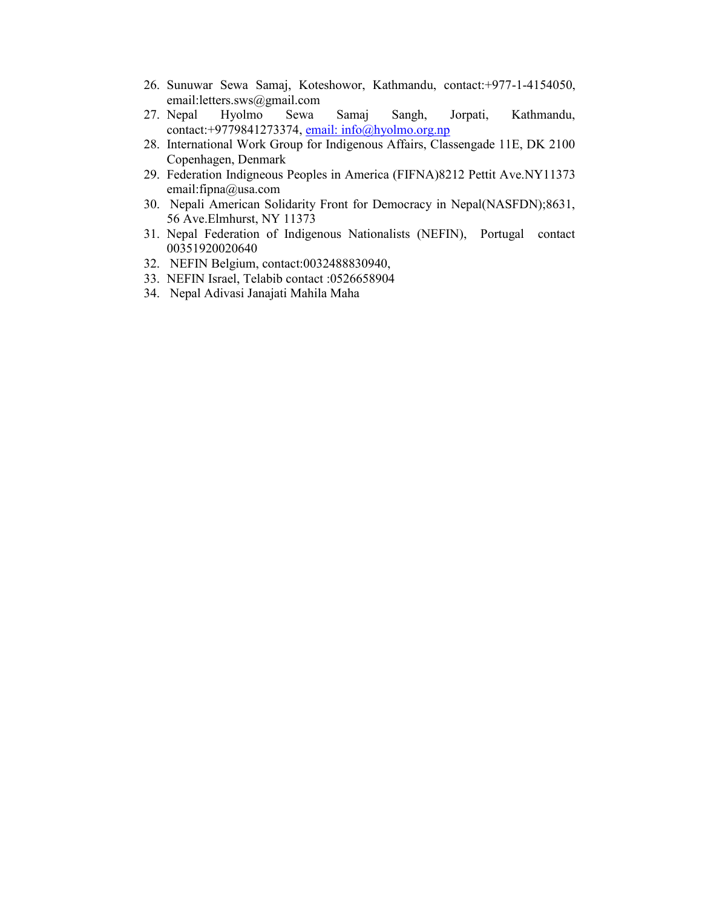26. Sunuwar Sewa Samaj, Koteshowor, Kathmandu, contact:+977-1-4154050, email:letters.sws@gmail.com
27. Nepal Hyolmo Sewa Samaj Sangh, Jorpati, Kathmandu, contact:+9779841273374, email: info@hyolmo.org.np
28. International Work Group for Indigenous Affairs, Classengade 11E, DK 2100 Copenhagen, Denmark
29. Federation Indigneous Peoples in America (FIFNA)8212 Pettit Ave.NY11373 email:fipna@usa.com
30. Nepali American Solidarity Front for Democracy in Nepal(NASFDN);8631, 56 Ave.Elmhurst, NY 11373
31. Nepal Federation of Indigenous Nationalists (NEFIN), Portugal contact 00351920020640
32. NEFIN Belgium, contact:0032488830940,
33. NEFIN Israel, Telabib contact :0526658904
34. Nepal Adivasi Janajati Mahila Maha